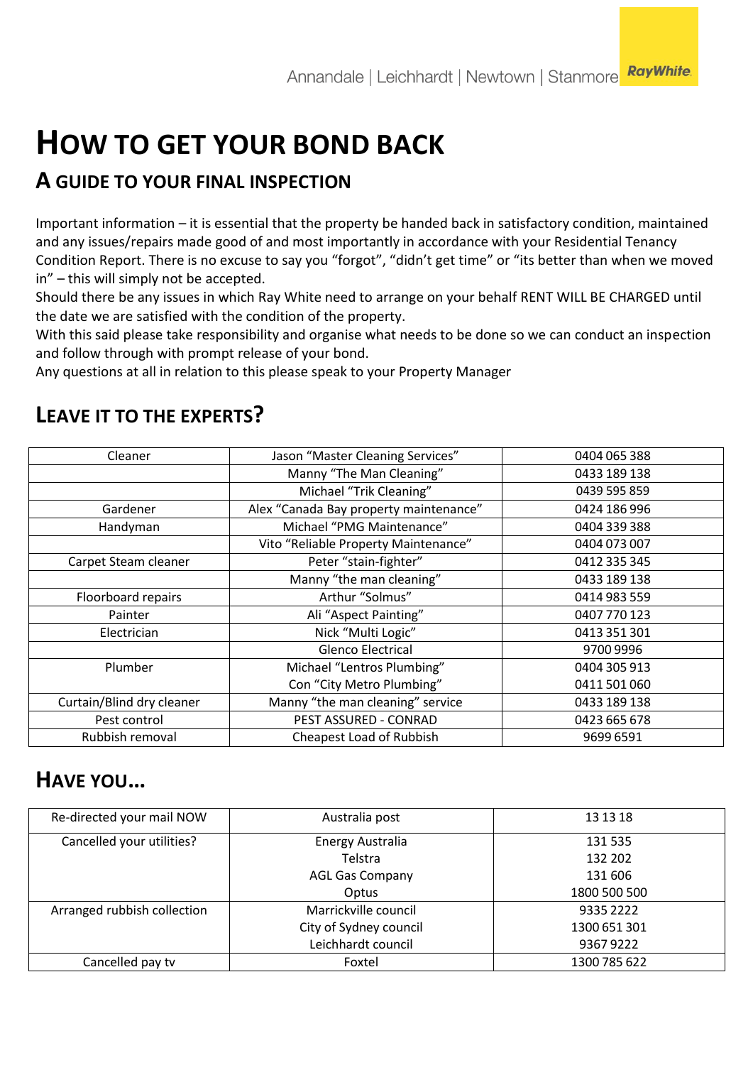Annandale | Leichhardt | Newtown | Stanmore RayWhite

# HOW TO GET YOUR BOND BACK

## A GUIDE TO YOUR FINAL INSPECTION

Important information – it is essential that the property be handed back in satisfactory condition, maintained and any issues/repairs made good of and most importantly in accordance with your Residential Tenancy Condition Report. There is no excuse to say you "forgot", "didn't get time" or "its better than when we moved in" – this will simply not be accepted.
Should there be any issues in which Ray White need to arrange on your behalf RENT WILL BE CHARGED until the date we are satisfied with the condition of the property.
With this said please take responsibility and organise what needs to be done so we can conduct an inspection and follow through with prompt release of your bond.
Any questions at all in relation to this please speak to your Property Manager

## LEAVE IT TO THE EXPERTS?

| Cleaner | Jason "Master Cleaning Services" | 0404 065 388 |
|---|---|---|
| | Manny "The Man Cleaning" | 0433 189 138 |
| | Michael "Trik Cleaning" | 0439 595 859 |
| Gardener | Alex "Canada Bay property maintenance" | 0424 186 996 |
| Handyman | Michael "PMG Maintenance" | 0404 339 388 |
| | Vito "Reliable Property Maintenance" | 0404 073 007 |
| Carpet Steam cleaner | Peter "stain-fighter" | 0412 335 345 |
| | Manny "the man cleaning" | 0433 189 138 |
| Floorboard repairs | Arthur "Solmus" | 0414 983 559 |
| Painter | Ali "Aspect Painting" | 0407 770 123 |
| Electrician | Nick "Multi Logic" | 0413 351 301 |
| | Glenco Electrical | 9700 9996 |
| Plumber | Michael "Lentros Plumbing"<br>Con "City Metro Plumbing" | 0404 305 913<br>0411 501 060 |
| Curtain/Blind dry cleaner | Manny "the man cleaning" service | 0433 189 138 |
| Pest control | PEST ASSURED - CONRAD | 0423 665 678 |
| Rubbish removal | Cheapest Load of Rubbish | 9699 6591 |

## HAVE YOU…

| Re-directed your mail NOW | Australia post | 13 13 18 |
|---|---|---|
| Cancelled your utilities? | Energy Australia<br>Telstra<br>AGL Gas Company<br>Optus | 131 535<br>132 202<br>131 606<br>1800 500 500 |
| Arranged rubbish collection | Marrickville council<br>City of Sydney council<br>Leichhardt council | 9335 2222<br>1300 651 301<br>9367 9222 |
| Cancelled pay tv | Foxtel | 1300 785 622 |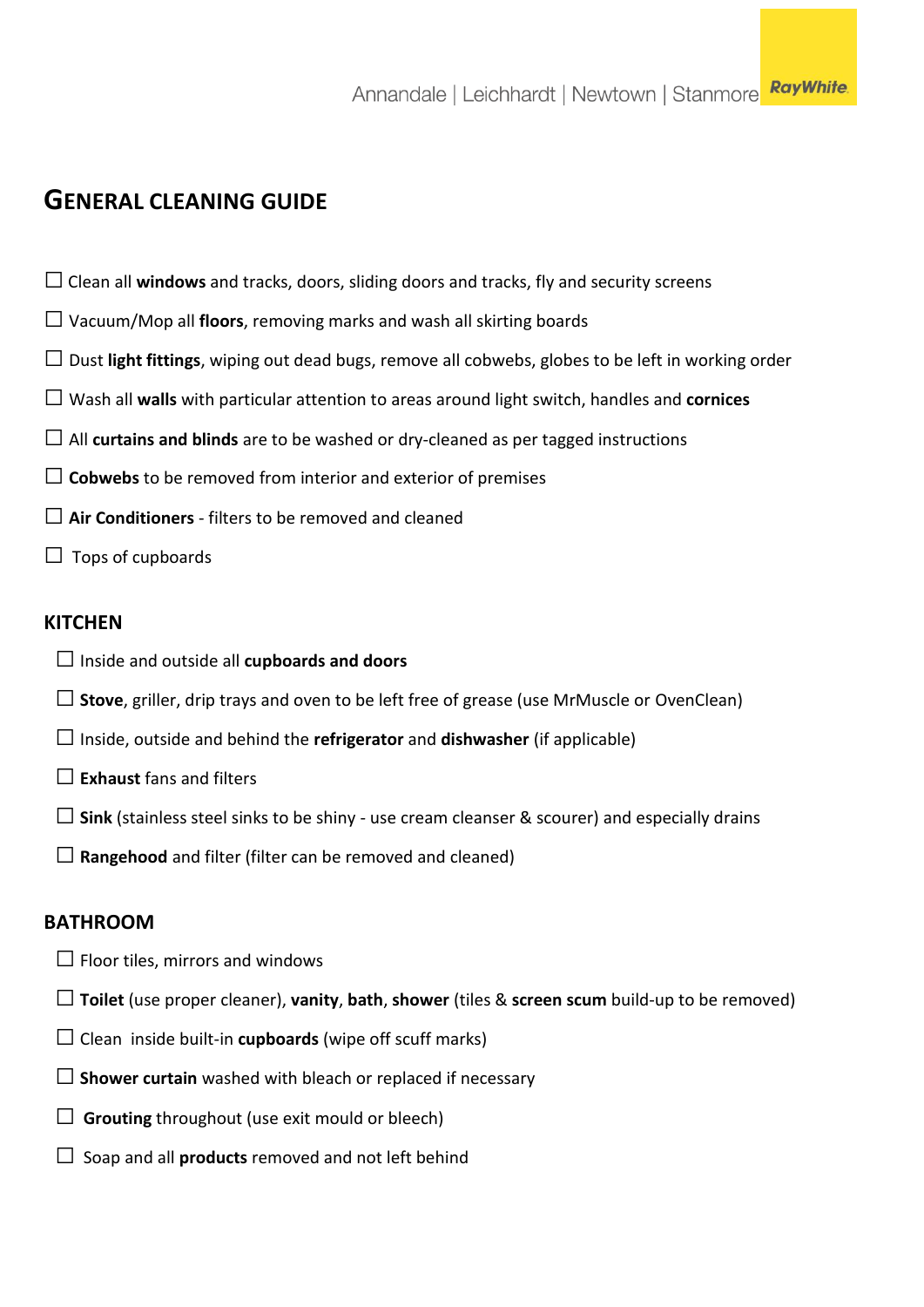# GENERAL CLEANING GUIDE

- ☐ Clean all **windows** and tracks, doors, sliding doors and tracks, fly and security screens
- ☐ Vacuum/Mop all **floors**, removing marks and wash all skirting boards
- ☐ Dust **light fittings**, wiping out dead bugs, remove all cobwebs, globes to be left in working order
- ☐ Wash all **walls** with particular attention to areas around light switch, handles and **cornices**
- ☐ All **curtains and blinds** are to be washed or dry-cleaned as per tagged instructions
- ☐ **Cobwebs** to be removed from interior and exterior of premises
- ☐ **Air Conditioners** - filters to be removed and cleaned
- ☐ Tops of cupboards

## KITCHEN

- ☐ Inside and outside all **cupboards and doors**
- ☐ **Stove**, griller, drip trays and oven to be left free of grease (use MrMuscle or OvenClean)
- ☐ Inside, outside and behind the **refrigerator** and **dishwasher** (if applicable)
- ☐ **Exhaust** fans and filters
- ☐ **Sink** (stainless steel sinks to be shiny - use cream cleanser & scourer) and especially drains
- ☐ **Rangehood** and filter (filter can be removed and cleaned)

## BATHROOM

- ☐ Floor tiles, mirrors and windows
- ☐ **Toilet** (use proper cleaner), **vanity**, **bath**, **shower** (tiles & **screen scum** build-up to be removed)
- ☐ Clean inside built-in **cupboards** (wipe off scuff marks)
- ☐ **Shower curtain** washed with bleach or replaced if necessary
- ☐ **Grouting** throughout (use exit mould or bleech)
- ☐ Soap and all **products** removed and not left behind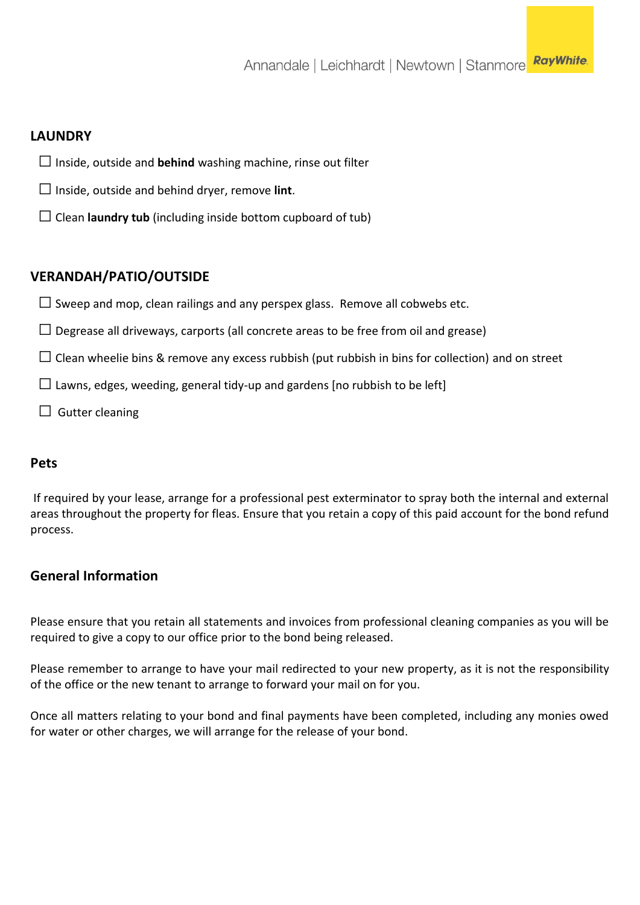## LAUNDRY

- ☐ Inside, outside and **behind** washing machine, rinse out filter
- ☐ Inside, outside and behind dryer, remove **lint**.
- ☐ Clean **laundry tub** (including inside bottom cupboard of tub)

## VERANDAH/PATIO/OUTSIDE

- ☐ Sweep and mop, clean railings and any perspex glass. Remove all cobwebs etc.
- ☐ Degrease all driveways, carports (all concrete areas to be free from oil and grease)
- ☐ Clean wheelie bins & remove any excess rubbish (put rubbish in bins for collection) and on street
- ☐ Lawns, edges, weeding, general tidy-up and gardens [no rubbish to be left]
- ☐ Gutter cleaning

## Pets

If required by your lease, arrange for a professional pest exterminator to spray both the internal and external areas throughout the property for fleas. Ensure that you retain a copy of this paid account for the bond refund process.

## General Information

Please ensure that you retain all statements and invoices from professional cleaning companies as you will be required to give a copy to our office prior to the bond being released.

Please remember to arrange to have your mail redirected to your new property, as it is not the responsibility of the office or the new tenant to arrange to forward your mail on for you.

Once all matters relating to your bond and final payments have been completed, including any monies owed for water or other charges, we will arrange for the release of your bond.